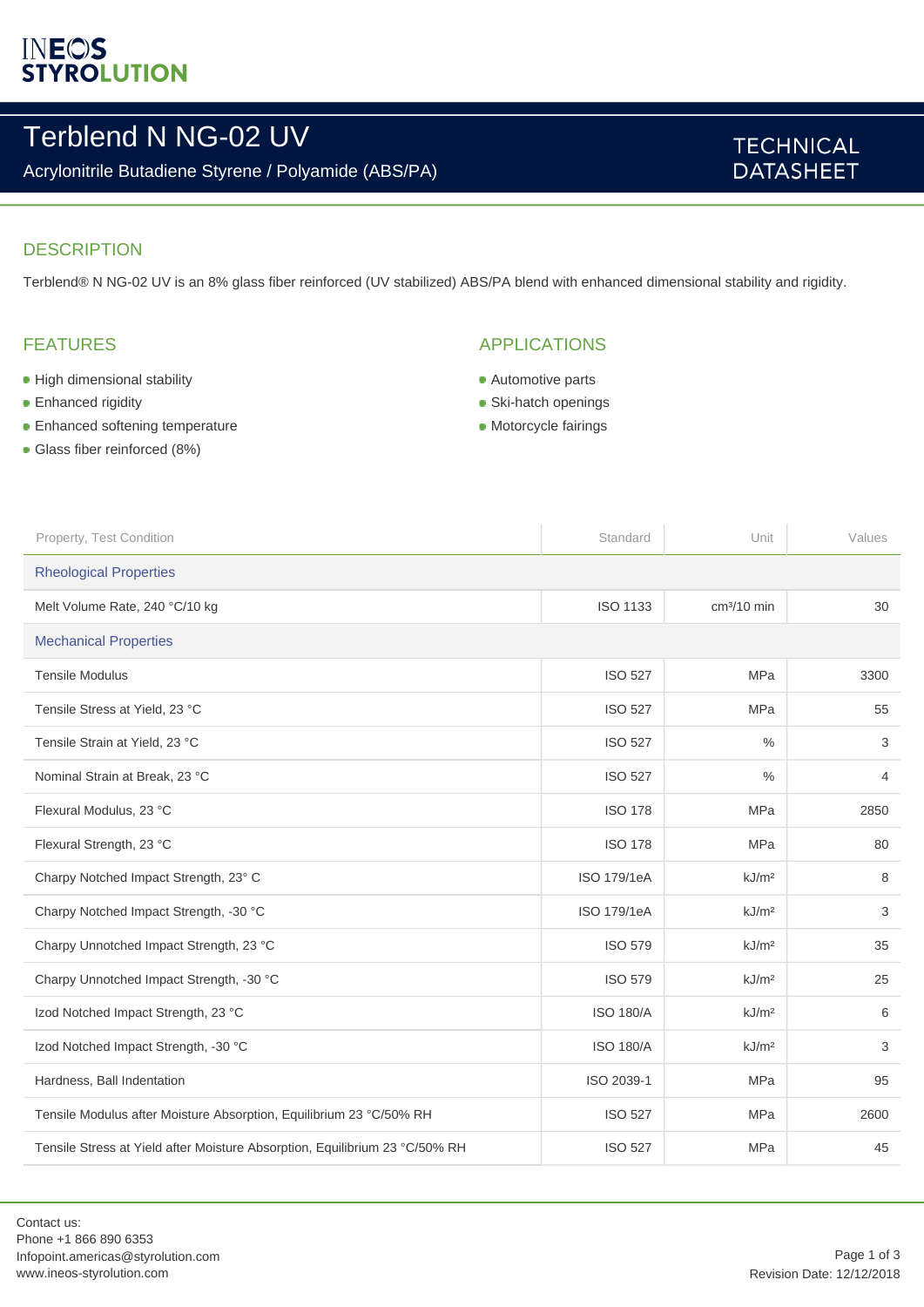INEOS STYROLUTION

# Terblend N NG-02 UV

Acrylonitrile Butadiene Styrene / Polyamide (ABS/PA)

TECHNICAL DATASHEET

## DESCRIPTION

Terblend® N NG-02 UV is an 8% glass fiber reinforced (UV stabilized) ABS/PA blend with enhanced dimensional stability and rigidity.

## FEATURES

- High dimensional stability
- Enhanced rigidity
- Enhanced softening temperature
- Glass fiber reinforced (8%)

## APPLICATIONS

- Automotive parts
- Ski-hatch openings
- Motorcycle fairings

| Property, Test Condition | Standard | Unit | Values |
|---|---|---|---|
| **Rheological Properties** | | | |
| Melt Volume Rate, 240 °C/10 kg | ISO 1133 | $cm^3/10$ min | 30 |
| **Mechanical Properties** | | | |
| Tensile Modulus | ISO 527 | MPa | 3300 |
| Tensile Stress at Yield, 23 °C | ISO 527 | MPa | 55 |
| Tensile Strain at Yield, 23 °C | ISO 527 | % | 3 |
| Nominal Strain at Break, 23 °C | ISO 527 | % | 4 |
| Flexural Modulus, 23 °C | ISO 178 | MPa | 2850 |
| Flexural Strength, 23 °C | ISO 178 | MPa | 80 |
| Charpy Notched Impact Strength, 23° C | ISO 179/1eA | $kJ/m^2$ | 8 |
| Charpy Notched Impact Strength, -30 °C | ISO 179/1eA | $kJ/m^2$ | 3 |
| Charpy Unnotched Impact Strength, 23 °C | ISO 579 | $kJ/m^2$ | 35 |
| Charpy Unnotched Impact Strength, -30 °C | ISO 579 | $kJ/m^2$ | 25 |
| Izod Notched Impact Strength, 23 °C | ISO 180/A | $kJ/m^2$ | 6 |
| Izod Notched Impact Strength, -30 °C | ISO 180/A | $kJ/m^2$ | 3 |
| Hardness, Ball Indentation | ISO 2039-1 | MPa | 95 |
| Tensile Modulus after Moisture Absorption, Equilibrium 23 °C/50% RH | ISO 527 | MPa | 2600 |
| Tensile Stress at Yield after Moisture Absorption, Equilibrium 23 °C/50% RH | ISO 527 | MPa | 45 |

Contact us:
Phone +1 866 890 6353
Infopoint.americas@styrolution.com
www.ineos-styrolution.com

Revision Date: 12/12/2018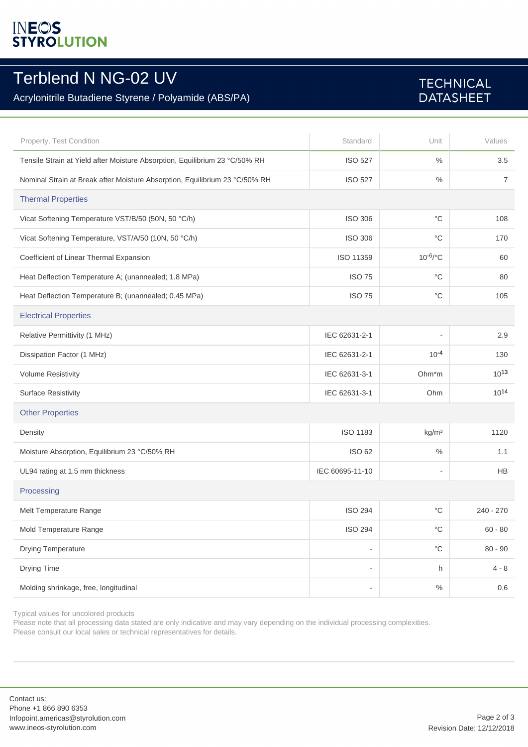# Terblend N NG-02 UV

Acrylonitrile Butadiene Styrene / Polyamide (ABS/PA)

TECHNICAL DATASHEET

| Property, Test Condition | Standard | Unit | Values |
|---|---|---|---|
| Tensile Strain at Yield after Moisture Absorption, Equilibrium 23 °C/50% RH | ISO 527 | % | 3.5 |
| Nominal Strain at Break after Moisture Absorption, Equilibrium 23 °C/50% RH | ISO 527 | % | 7 |
| **Thermal Properties** | | | |
| Vicat Softening Temperature VST/B/50 (50N, 50 °C/h) | ISO 306 | °C | 108 |
| Vicat Softening Temperature, VST/A/50 (10N, 50 °C/h) | ISO 306 | °C | 170 |
| Coefficient of Linear Thermal Expansion | ISO 11359 | $10^{-6}$/°C | 60 |
| Heat Deflection Temperature A; (unannealed; 1.8 MPa) | ISO 75 | °C | 80 |
| Heat Deflection Temperature B; (unannealed; 0.45 MPa) | ISO 75 | °C | 105 |
| **Electrical Properties** | | | |
| Relative Permittivity (1 MHz) | IEC 62631-2-1 | - | 2.9 |
| Dissipation Factor (1 MHz) | IEC 62631-2-1 | $10^{-4}$ | 130 |
| Volume Resistivity | IEC 62631-3-1 | Ohm*m | $10^{13}$ |
| Surface Resistivity | IEC 62631-3-1 | Ohm | $10^{14}$ |
| **Other Properties** | | | |
| Density | ISO 1183 | kg/m³ | 1120 |
| Moisture Absorption, Equilibrium 23 °C/50% RH | ISO 62 | % | 1.1 |
| UL94 rating at 1.5 mm thickness | IEC 60695-11-10 | - | HB |
| **Processing** | | | |
| Melt Temperature Range | ISO 294 | °C | 240 - 270 |
| Mold Temperature Range | ISO 294 | °C | 60 - 80 |
| Drying Temperature | - | °C | 80 - 90 |
| Drying Time | - | h | 4 - 8 |
| Molding shrinkage, free, longitudinal | - | % | 0.6 |

Typical values for uncolored products

Please note that all processing data stated are only indicative and may vary depending on the individual processing complexities.

Please consult our local sales or technical representatives for details.

Contact us:
Phone +1 866 890 6353
Infopoint.americas@styrolution.com
www.ineos-styrolution.com

Revision Date: 12/12/2018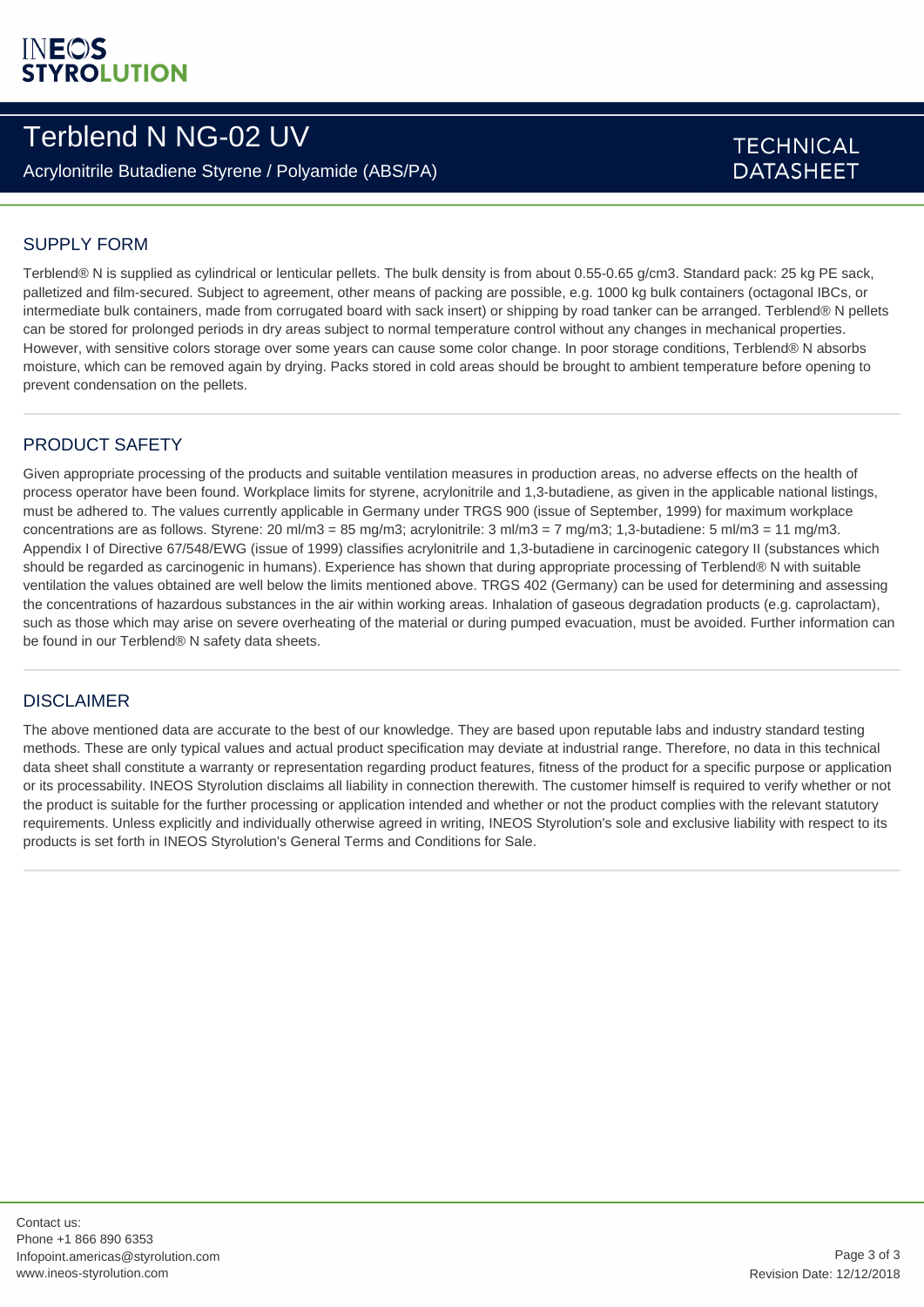# Terblend N NG-02 UV

Acrylonitrile Butadiene Styrene / Polyamide (ABS/PA)

TECHNICAL DATASHEET

## SUPPLY FORM

Terblend® N is supplied as cylindrical or lenticular pellets. The bulk density is from about 0.55-0.65 g/cm3. Standard pack: 25 kg PE sack, palletized and film-secured. Subject to agreement, other means of packing are possible, e.g. 1000 kg bulk containers (octagonal IBCs, or intermediate bulk containers, made from corrugated board with sack insert) or shipping by road tanker can be arranged. Terblend® N pellets can be stored for prolonged periods in dry areas subject to normal temperature control without any changes in mechanical properties. However, with sensitive colors storage over some years can cause some color change. In poor storage conditions, Terblend® N absorbs moisture, which can be removed again by drying. Packs stored in cold areas should be brought to ambient temperature before opening to prevent condensation on the pellets.

## PRODUCT SAFETY

Given appropriate processing of the products and suitable ventilation measures in production areas, no adverse effects on the health of process operator have been found. Workplace limits for styrene, acrylonitrile and 1,3-butadiene, as given in the applicable national listings, must be adhered to. The values currently applicable in Germany under TRGS 900 (issue of September, 1999) for maximum workplace concentrations are as follows. Styrene: 20 ml/m3 = 85 mg/m3; acrylonitrile: 3 ml/m3 = 7 mg/m3; 1,3-butadiene: 5 ml/m3 = 11 mg/m3. Appendix I of Directive 67/548/EWG (issue of 1999) classifies acrylonitrile and 1,3-butadiene in carcinogenic category II (substances which should be regarded as carcinogenic in humans). Experience has shown that during appropriate processing of Terblend® N with suitable ventilation the values obtained are well below the limits mentioned above. TRGS 402 (Germany) can be used for determining and assessing the concentrations of hazardous substances in the air within working areas. Inhalation of gaseous degradation products (e.g. caprolactam), such as those which may arise on severe overheating of the material or during pumped evacuation, must be avoided. Further information can be found in our Terblend® N safety data sheets.

## DISCLAIMER

The above mentioned data are accurate to the best of our knowledge. They are based upon reputable labs and industry standard testing methods. These are only typical values and actual product specification may deviate at industrial range. Therefore, no data in this technical data sheet shall constitute a warranty or representation regarding product features, fitness of the product for a specific purpose or application or its processability. INEOS Styrolution disclaims all liability in connection therewith. The customer himself is required to verify whether or not the product is suitable for the further processing or application intended and whether or not the product complies with the relevant statutory requirements. Unless explicitly and individually otherwise agreed in writing, INEOS Styrolution's sole and exclusive liability with respect to its products is set forth in INEOS Styrolution's General Terms and Conditions for Sale.

Contact us:
Phone +1 866 890 6353
Infopoint.americas@styrolution.com
www.ineos-styrolution.com

Revision Date: 12/12/2018